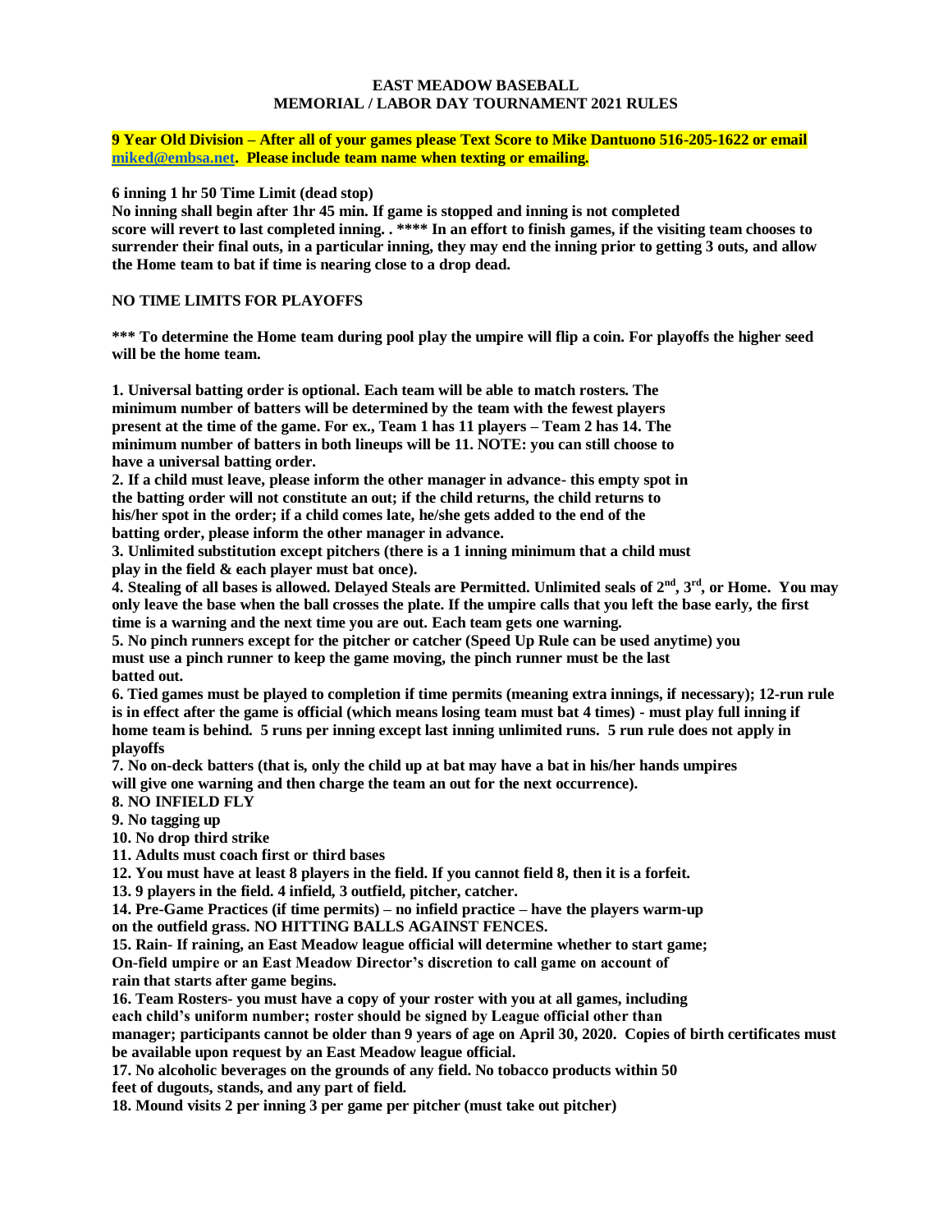# EAST MEADOW BASEBALL
## MEMORIAL / LABOR DAY TOURNAMENT 2021 RULES

**9 Year Old Division – After all of your games please Text Score to Mike Dantuono 516-205-1622 or email miked@embsa.net. Please include team name when texting or emailing.**

**6 inning 1 hr 50 Time Limit (dead stop)**

**No inning shall begin after 1hr 45 min. If game is stopped and inning is not completed score will revert to last completed inning. . **** In an effort to finish games, if the visiting team chooses to surrender their final outs, in a particular inning, they may end the inning prior to getting 3 outs, and allow the Home team to bat if time is nearing close to a drop dead.**

**NO TIME LIMITS FOR PLAYOFFS**

***** To determine the Home team during pool play the umpire will flip a coin. For playoffs the higher seed will be the home team.**

**1. Universal batting order is optional. Each team will be able to match rosters. The minimum number of batters will be determined by the team with the fewest players present at the time of the game. For ex., Team 1 has 11 players – Team 2 has 14. The minimum number of batters in both lineups will be 11. NOTE: you can still choose to have a universal batting order.**

**2. If a child must leave, please inform the other manager in advance- this empty spot in the batting order will not constitute an out; if the child returns, the child returns to his/her spot in the order; if a child comes late, he/she gets added to the end of the batting order, please inform the other manager in advance.**

**3. Unlimited substitution except pitchers (there is a 1 inning minimum that a child must play in the field & each player must bat once).**

**4. Stealing of all bases is allowed. Delayed Steals are Permitted. Unlimited seals of 2nd, 3rd, or Home. You may only leave the base when the ball crosses the plate. If the umpire calls that you left the base early, the first time is a warning and the next time you are out. Each team gets one warning.**

**5. No pinch runners except for the pitcher or catcher (Speed Up Rule can be used anytime) you must use a pinch runner to keep the game moving, the pinch runner must be the last batted out.**

**6. Tied games must be played to completion if time permits (meaning extra innings, if necessary); 12-run rule is in effect after the game is official (which means losing team must bat 4 times) - must play full inning if home team is behind. 5 runs per inning except last inning unlimited runs. 5 run rule does not apply in playoffs**

**7. No on-deck batters (that is, only the child up at bat may have a bat in his/her hands umpires will give one warning and then charge the team an out for the next occurrence).**

**8. NO INFIELD FLY**

**9. No tagging up**

**10. No drop third strike**

**11. Adults must coach first or third bases**

**12. You must have at least 8 players in the field. If you cannot field 8, then it is a forfeit.**

**13. 9 players in the field. 4 infield, 3 outfield, pitcher, catcher.**

**14. Pre-Game Practices (if time permits) – no infield practice – have the players warm-up on the outfield grass. NO HITTING BALLS AGAINST FENCES.**

**15. Rain- If raining, an East Meadow league official will determine whether to start game; On-field umpire or an East Meadow Director's discretion to call game on account of rain that starts after game begins.**

**16. Team Rosters- you must have a copy of your roster with you at all games, including each child's uniform number; roster should be signed by League official other than manager; participants cannot be older than 9 years of age on April 30, 2020. Copies of birth certificates must be available upon request by an East Meadow league official.**

**17. No alcoholic beverages on the grounds of any field. No tobacco products within 50 feet of dugouts, stands, and any part of field.**

**18. Mound visits 2 per inning 3 per game per pitcher (must take out pitcher)**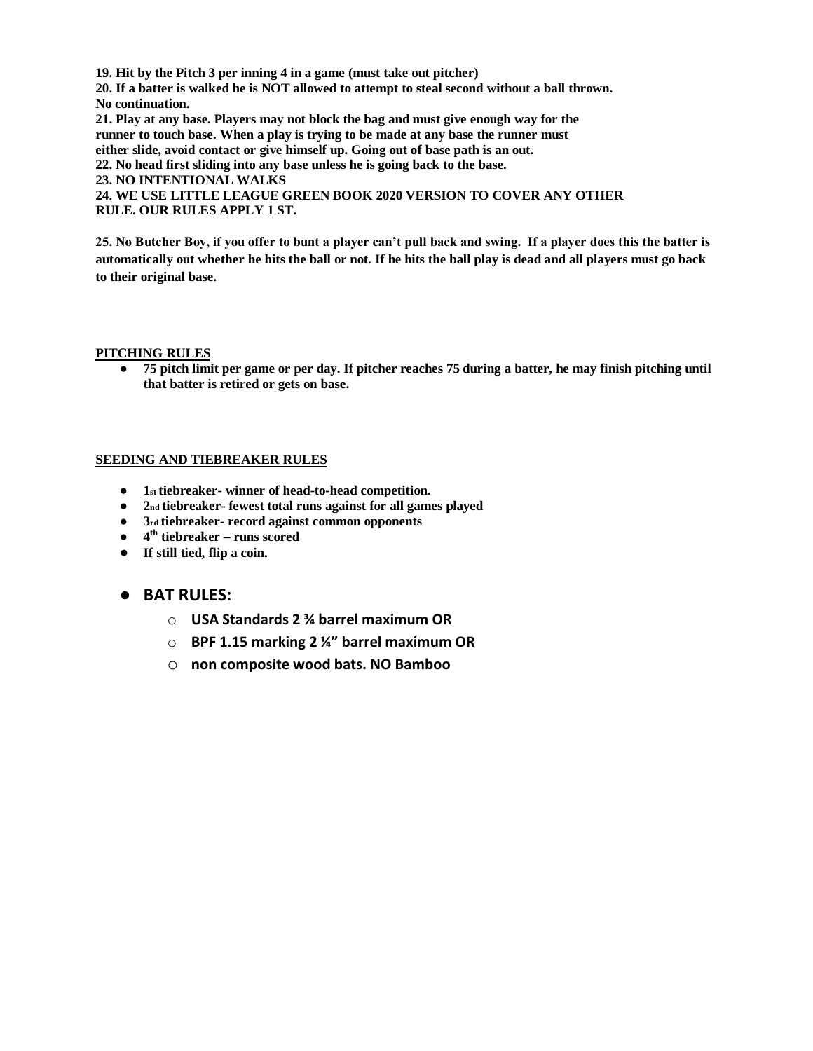**19. Hit by the Pitch 3 per inning 4 in a game (must take out pitcher)**
**20. If a batter is walked he is NOT allowed to attempt to steal second without a ball thrown. No continuation.**
**21. Play at any base. Players may not block the bag and must give enough way for the runner to touch base. When a play is trying to be made at any base the runner must either slide, avoid contact or give himself up. Going out of base path is an out.**
**22. No head first sliding into any base unless he is going back to the base.**
**23. NO INTENTIONAL WALKS**
**24. WE USE LITTLE LEAGUE GREEN BOOK 2020 VERSION TO COVER ANY OTHER RULE. OUR RULES APPLY 1 ST.**

**25. No Butcher Boy, if you offer to bunt a player can't pull back and swing. If a player does this the batter is automatically out whether he hits the ball or not. If he hits the ball play is dead and all players must go back to their original base.**

**PITCHING RULES**

- **75 pitch limit per game or per day. If pitcher reaches 75 during a batter, he may finish pitching until that batter is retired or gets on base.**

**SEEDING AND TIEBREAKER RULES**

- **1st tiebreaker- winner of head-to-head competition.**
- **2nd tiebreaker- fewest total runs against for all games played**
- **3rd tiebreaker- record against common opponents**
- **4th tiebreaker – runs scored**
- **If still tied, flip a coin.**

- **BAT RULES:**
  - **USA Standards 2 ¾ barrel maximum OR**
  - **BPF 1.15 marking 2 ¼" barrel maximum OR**
  - **non composite wood bats. NO Bamboo**